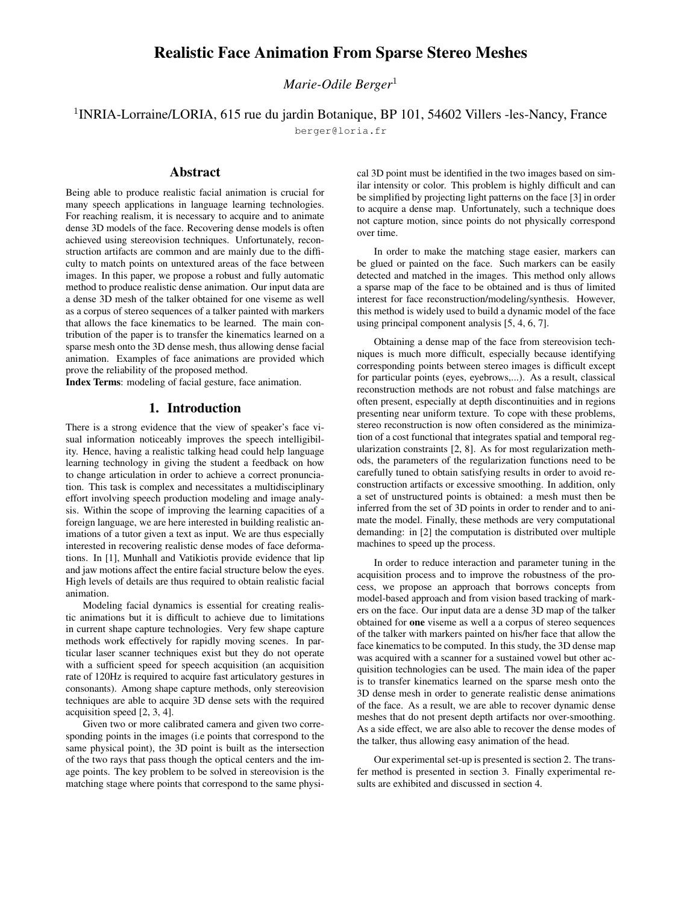# Realistic Face Animation From Sparse Stereo Meshes

*Marie-Odile Berger*[1]

[1]INRIA-Lorraine/LORIA, 615 rue du jardin Botanique, BP 101, 54602 Villers -les-Nancy, France

berger@loria.fr

## Abstract

Being able to produce realistic facial animation is crucial for many speech applications in language learning technologies. For reaching realism, it is necessary to acquire and to animate dense 3D models of the face. Recovering dense models is often achieved using stereovision techniques. Unfortunately, reconstruction artifacts are common and are mainly due to the difficulty to match points on untextured areas of the face between images. In this paper, we propose a robust and fully automatic method to produce realistic dense animation. Our input data are a dense 3D mesh of the talker obtained for one viseme as well as a corpus of stereo sequences of a talker painted with markers that allows the face kinematics to be learned. The main contribution of the paper is to transfer the kinematics learned on a sparse mesh onto the 3D dense mesh, thus allowing dense facial animation. Examples of face animations are provided which prove the reliability of the proposed method.

**Index Terms**: modeling of facial gesture, face animation.

## 1. Introduction

There is a strong evidence that the view of speaker's face visual information noticeably improves the speech intelligibility. Hence, having a realistic talking head could help language learning technology in giving the student a feedback on how to change articulation in order to achieve a correct pronunciation. This task is complex and necessitates a multidisciplinary effort involving speech production modeling and image analysis. Within the scope of improving the learning capacities of a foreign language, we are here interested in building realistic animations of a tutor given a text as input. We are thus especially interested in recovering realistic dense modes of face deformations. In [1], Munhall and Vatikiotis provide evidence that lip and jaw motions affect the entire facial structure below the eyes. High levels of details are thus required to obtain realistic facial animation.

Modeling facial dynamics is essential for creating realistic animations but it is difficult to achieve due to limitations in current shape capture technologies. Very few shape capture methods work effectively for rapidly moving scenes. In particular laser scanner techniques exist but they do not operate with a sufficient speed for speech acquisition (an acquisition rate of 120Hz is required to acquire fast articulatory gestures in consonants). Among shape capture methods, only stereovision techniques are able to acquire 3D dense sets with the required acquisition speed [2, 3, 4].

Given two or more calibrated camera and given two corresponding points in the images (i.e points that correspond to the same physical point), the 3D point is built as the intersection of the two rays that pass though the optical centers and the image points. The key problem to be solved in stereovision is the matching stage where points that correspond to the same physical 3D point must be identified in the two images based on similar intensity or color. This problem is highly difficult and can be simplified by projecting light patterns on the face [3] in order to acquire a dense map. Unfortunately, such a technique does not capture motion, since points do not physically correspond over time.

In order to make the matching stage easier, markers can be glued or painted on the face. Such markers can be easily detected and matched in the images. This method only allows a sparse map of the face to be obtained and is thus of limited interest for face reconstruction/modeling/synthesis. However, this method is widely used to build a dynamic model of the face using principal component analysis [5, 4, 6, 7].

Obtaining a dense map of the face from stereovision techniques is much more difficult, especially because identifying corresponding points between stereo images is difficult except for particular points (eyes, eyebrows,...). As a result, classical reconstruction methods are not robust and false matchings are often present, especially at depth discontinuities and in regions presenting near uniform texture. To cope with these problems, stereo reconstruction is now often considered as the minimization of a cost functional that integrates spatial and temporal regularization constraints [2, 8]. As for most regularization methods, the parameters of the regularization functions need to be carefully tuned to obtain satisfying results in order to avoid reconstruction artifacts or excessive smoothing. In addition, only a set of unstructured points is obtained: a mesh must then be inferred from the set of 3D points in order to render and to animate the model. Finally, these methods are very computational demanding: in [2] the computation is distributed over multiple machines to speed up the process.

In order to reduce interaction and parameter tuning in the acquisition process and to improve the robustness of the process, we propose an approach that borrows concepts from model-based approach and from vision based tracking of markers on the face. Our input data are a dense 3D map of the talker obtained for **one** viseme as well a a corpus of stereo sequences of the talker with markers painted on his/her face that allow the face kinematics to be computed. In this study, the 3D dense map was acquired with a scanner for a sustained vowel but other acquisition technologies can be used. The main idea of the paper is to transfer kinematics learned on the sparse mesh onto the 3D dense mesh in order to generate realistic dense animations of the face. As a result, we are able to recover dynamic dense meshes that do not present depth artifacts nor over-smoothing. As a side effect, we are also able to recover the dense modes of the talker, thus allowing easy animation of the head.

Our experimental set-up is presented is section 2. The transfer method is presented in section 3. Finally experimental results are exhibited and discussed in section 4.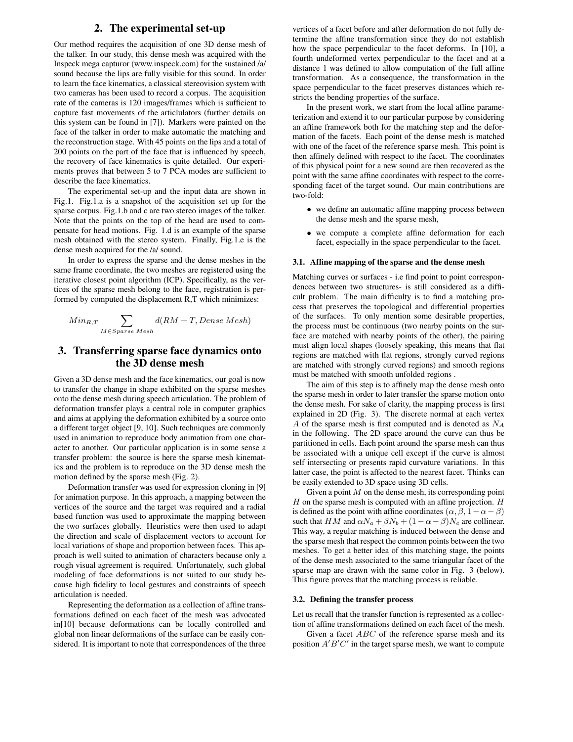## 2. The experimental set-up

Our method requires the acquisition of one 3D dense mesh of the talker. In our study, this dense mesh was acquired with the Inspeck mega capturor (www.inspeck.com) for the sustained /a/ sound because the lips are fully visible for this sound. In order to learn the face kinematics, a classical stereovision system with two cameras has been used to record a corpus. The acquisition rate of the cameras is 120 images/frames which is sufficient to capture fast movements of the articulators (further details on this system can be found in [7]). Markers were painted on the face of the talker in order to make automatic the matching and the reconstruction stage. With 45 points on the lips and a total of 200 points on the part of the face that is influenced by speech, the recovery of face kinematics is quite detailed. Our experiments proves that between 5 to 7 PCA modes are sufficient to describe the face kinematics.

The experimental set-up and the input data are shown in Fig.1. Fig.1.a is a snapshot of the acquisition set up for the sparse corpus. Fig.1.b and c are two stereo images of the talker. Note that the points on the top of the head are used to compensate for head motions. Fig. 1.d is an example of the sparse mesh obtained with the stereo system. Finally, Fig.1.e is the dense mesh acquired for the /a/ sound.

In order to express the sparse and the dense meshes in the same frame coordinate, the two meshes are registered using the iterative closest point algorithm (ICP). Specifically, as the vertices of the sparse mesh belong to the face, registration is performed by computed the displacement R,T which minimizes:

$$Min_{R,T} \sum_{M \in Sparse\ Mesh} d(RM + T, Dense\ Mesh)$$

## 3. Transferring sparse face dynamics onto the 3D dense mesh

Given a 3D dense mesh and the face kinematics, our goal is now to transfer the change in shape exhibited on the sparse meshes onto the dense mesh during speech articulation. The problem of deformation transfer plays a central role in computer graphics and aims at applying the deformation exhibited by a source onto a different target object [9, 10]. Such techniques are commonly used in animation to reproduce body animation from one character to another. Our particular application is in some sense a transfer problem: the source is here the sparse mesh kinematics and the problem is to reproduce on the 3D dense mesh the motion defined by the sparse mesh (Fig. 2).

Deformation transfer was used for expression cloning in [9] for animation purpose. In this approach, a mapping between the vertices of the source and the target was required and a radial based function was used to approximate the mapping between the two surfaces globally. Heuristics were then used to adapt the direction and scale of displacement vectors to account for local variations of shape and proportion between faces. This approach is well suited to animation of characters because only a rough visual agreement is required. Unfortunately, such global modeling of face deformations is not suited to our study because high fidelity to local gestures and constraints of speech articulation is needed.

Representing the deformation as a collection of affine transformations defined on each facet of the mesh was advocated in[10] because deformations can be locally controlled and global non linear deformations of the surface can be easily considered. It is important to note that correspondences of the three vertices of a facet before and after deformation do not fully determine the affine transformation since they do not establish how the space perpendicular to the facet deforms. In [10], a fourth undeformed vertex perpendicular to the facet and at a distance 1 was defined to allow computation of the full affine transformation. As a consequence, the transformation in the space perpendicular to the facet preserves distances which restricts the bending properties of the surface.

In the present work, we start from the local affine parameterization and extend it to our particular purpose by considering an affine framework both for the matching step and the deformation of the facets. Each point of the dense mesh is matched with one of the facet of the reference sparse mesh. This point is then affinely defined with respect to the facet. The coordinates of this physical point for a new sound are then recovered as the point with the same affine coordinates with respect to the corresponding facet of the target sound. Our main contributions are two-fold:

- we define an automatic affine mapping process between the dense mesh and the sparse mesh,
- we compute a complete affine deformation for each facet, especially in the space perpendicular to the facet.

### 3.1. Affine mapping of the sparse and the dense mesh

Matching curves or surfaces - i.e find point to point correspondences between two structures- is still considered as a difficult problem. The main difficulty is to find a matching process that preserves the topological and differential properties of the surfaces. To only mention some desirable properties, the process must be continuous (two nearby points on the surface are matched with nearby points of the other), the pairing must align local shapes (loosely speaking, this means that flat regions are matched with flat regions, strongly curved regions are matched with strongly curved regions) and smooth regions must be matched with smooth unfolded regions .

The aim of this step is to affinely map the dense mesh onto the sparse mesh in order to later transfer the sparse motion onto the dense mesh. For sake of clarity, the mapping process is first explained in 2D (Fig. 3). The discrete normal at each vertex $A$ of the sparse mesh is first computed and is denoted as $N_A$ in the following. The 2D space around the curve can thus be partitioned in cells. Each point around the sparse mesh can thus be associated with a unique cell except if the curve is almost self intersecting or presents rapid curvature variations. In this latter case, the point is affected to the nearest facet. Thinks can be easily extended to 3D space using 3D cells.

Given a point $M$ on the dense mesh, its corresponding point $H$ on the sparse mesh is computed with an affine projection. $H$ is defined as the point with affine coordinates $(\alpha, \beta, 1 - \alpha - \beta)$ such that $HM$ and $\alpha N_a + \beta N_b + (1 - \alpha - \beta) N_c$ are collinear. This way, a regular matching is induced between the dense and the sparse mesh that respect the common points between the two meshes. To get a better idea of this matching stage, the points of the dense mesh associated to the same triangular facet of the sparse map are drawn with the same color in Fig. 3 (below). This figure proves that the matching process is reliable.

### 3.2. Defining the transfer process

Let us recall that the transfer function is represented as a collection of affine transformations defined on each facet of the mesh.

Given a facet $ABC$ of the reference sparse mesh and its position $A'B'C'$ in the target sparse mesh, we want to compute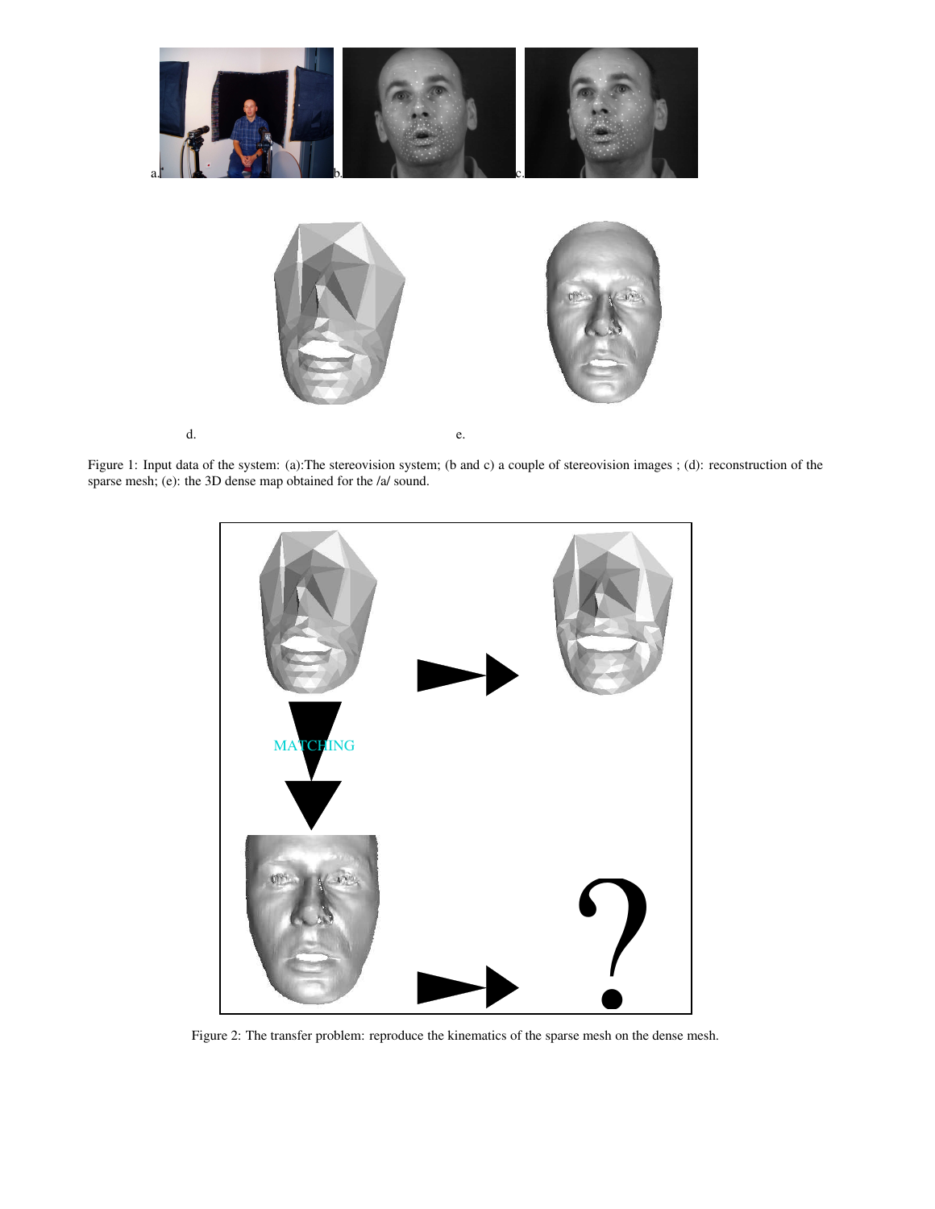Figure 1: Input data of the system: (a):The stereovision system; (b and c) a couple of stereovision images ; (d): reconstruction of the sparse mesh; (e): the 3D dense map obtained for the /a/ sound.

Figure 2: The transfer problem: reproduce the kinematics of the sparse mesh on the dense mesh.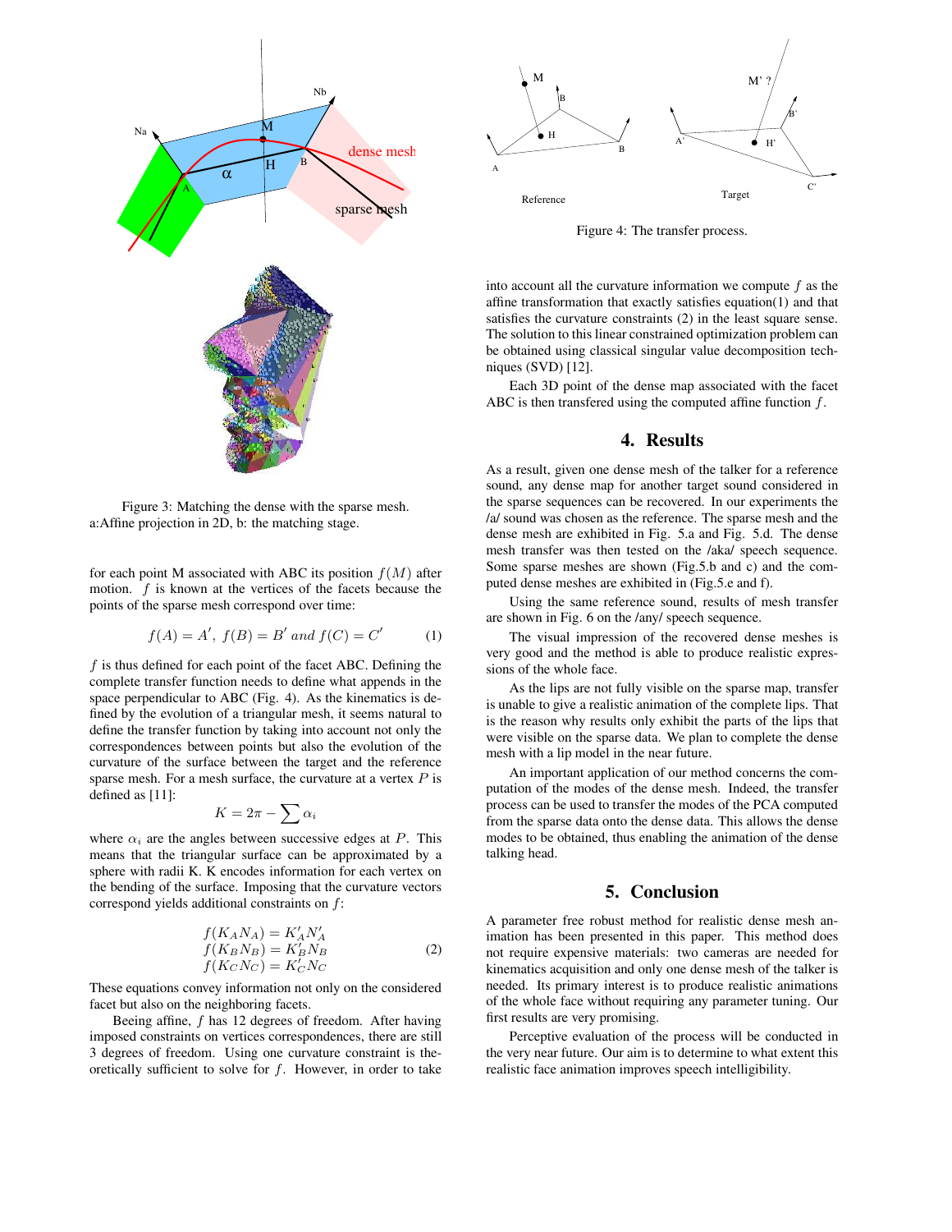Figure 3: Matching the dense with the sparse mesh. a:Affine projection in 2D, b: the matching stage.

for each point M associated with ABC its position $f(M)$ after motion. $f$ is known at the vertices of the facets because the points of the sparse mesh correspond over time:

$$f(A) = A',\ f(B) = B' \ and \ f(C) = C' \quad (1)$$

$f$ is thus defined for each point of the facet ABC. Defining the complete transfer function needs to define what appends in the space perpendicular to ABC (Fig. 4). As the kinematics is defined by the evolution of a triangular mesh, it seems natural to define the transfer function by taking into account not only the correspondences between points but also the evolution of the curvature of the surface between the target and the reference sparse mesh. For a mesh surface, the curvature at a vertex $P$ is defined as [11]:

$$K = 2\pi - \sum \alpha_i$$

where $\alpha_i$ are the angles between successive edges at $P$. This means that the triangular surface can be approximated by a sphere with radii K. K encodes information for each vertex on the bending of the surface. Imposing that the curvature vectors correspond yields additional constraints on $f$:

$$\begin{array}{l} f(K_A N_A) = K'_A N'_A \\ f(K_B N_B) = K'_B N_B \\ f(K_C N_C) = K'_C N_C \end{array} \quad (2)$$

These equations convey information not only on the considered facet but also on the neighboring facets.

Beeing affine, $f$ has 12 degrees of freedom. After having imposed constraints on vertices correspondences, there are still 3 degrees of freedom. Using one curvature constraint is theoretically sufficient to solve for $f$. However, in order to take into account all the curvature information we compute $f$ as the affine transformation that exactly satisfies equation(1) and that satisfies the curvature constraints (2) in the least square sense. The solution to this linear constrained optimization problem can be obtained using classical singular value decomposition techniques (SVD) [12].

Figure 4: The transfer process.

Each 3D point of the dense map associated with the facet ABC is then transfered using the computed affine function $f$.

## 4. Results

As a result, given one dense mesh of the talker for a reference sound, any dense map for another target sound considered in the sparse sequences can be recovered. In our experiments the /a/ sound was chosen as the reference. The sparse mesh and the dense mesh are exhibited in Fig. 5.a and Fig. 5.d. The dense mesh transfer was then tested on the /aka/ speech sequence. Some sparse meshes are shown (Fig.5.b and c) and the computed dense meshes are exhibited in (Fig.5.e and f).

Using the same reference sound, results of mesh transfer are shown in Fig. 6 on the /any/ speech sequence.

The visual impression of the recovered dense meshes is very good and the method is able to produce realistic expressions of the whole face.

As the lips are not fully visible on the sparse map, transfer is unable to give a realistic animation of the complete lips. That is the reason why results only exhibit the parts of the lips that were visible on the sparse data. We plan to complete the dense mesh with a lip model in the near future.

An important application of our method concerns the computation of the modes of the dense mesh. Indeed, the transfer process can be used to transfer the modes of the PCA computed from the sparse data onto the dense data. This allows the dense modes to be obtained, thus enabling the animation of the dense talking head.

## 5. Conclusion

A parameter free robust method for realistic dense mesh animation has been presented in this paper. This method does not require expensive materials: two cameras are needed for kinematics acquisition and only one dense mesh of the talker is needed. Its primary interest is to produce realistic animations of the whole face without requiring any parameter tuning. Our first results are very promising.

Perceptive evaluation of the process will be conducted in the very near future. Our aim is to determine to what extent this realistic face animation improves speech intelligibility.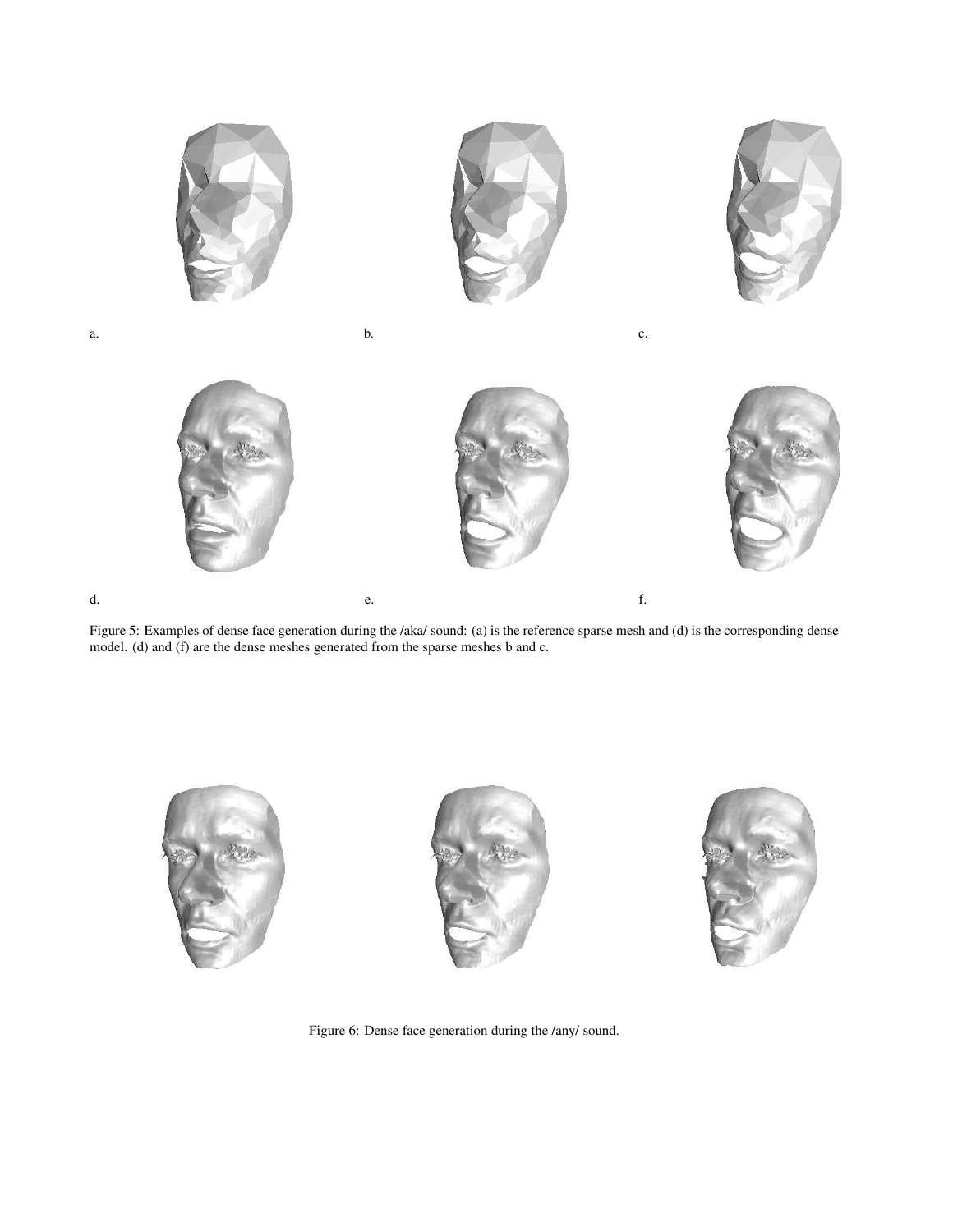a.

b.

c.

d.

e.

f.

Figure 5: Examples of dense face generation during the /aka/ sound: (a) is the reference sparse mesh and (d) is the corresponding dense model. (d) and (f) are the dense meshes generated from the sparse meshes b and c.

Figure 6: Dense face generation during the /any/ sound.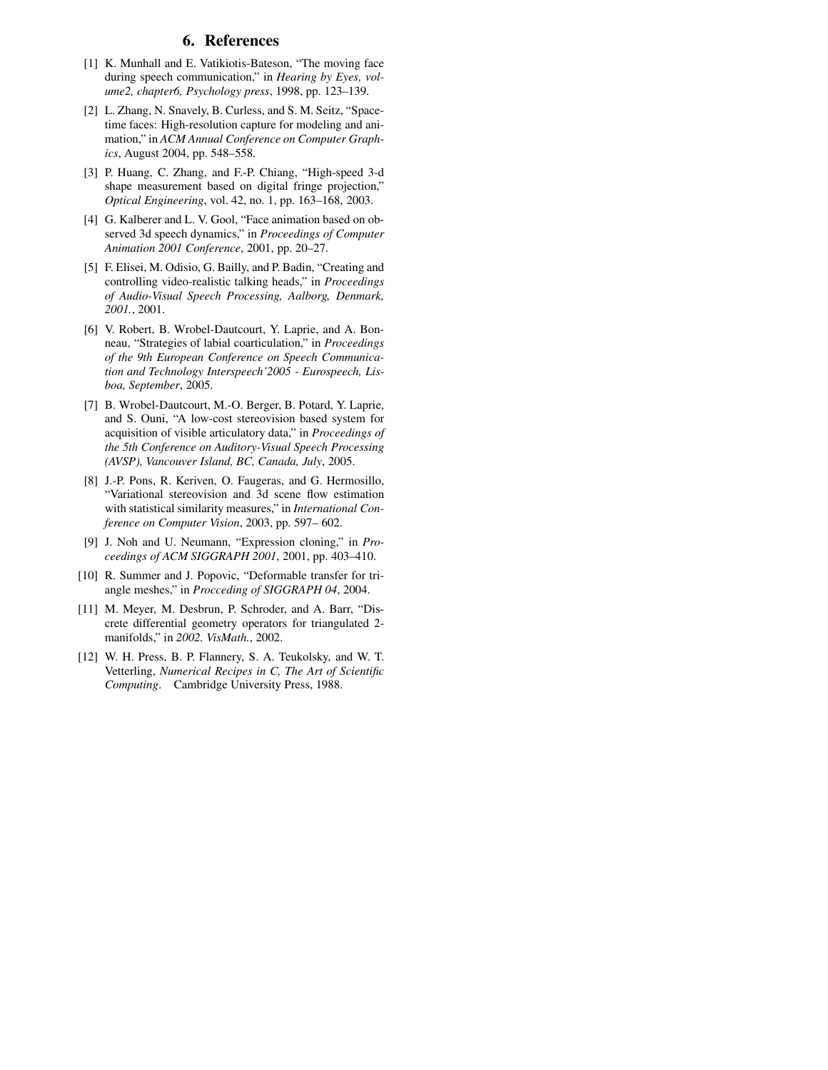## 6. References

[1] K. Munhall and E. Vatikiotis-Bateson, "The moving face during speech communication," in *Hearing by Eyes, volume2, chapter6, Psychology press*, 1998, pp. 123–139.

[2] L. Zhang, N. Snavely, B. Curless, and S. M. Seitz, "Spacetime faces: High-resolution capture for modeling and animation," in *ACM Annual Conference on Computer Graphics*, August 2004, pp. 548–558.

[3] P. Huang, C. Zhang, and F.-P. Chiang, "High-speed 3-d shape measurement based on digital fringe projection," *Optical Engineering*, vol. 42, no. 1, pp. 163–168, 2003.

[4] G. Kalberer and L. V. Gool, "Face animation based on observed 3d speech dynamics," in *Proceedings of Computer Animation 2001 Conference*, 2001, pp. 20–27.

[5] F. Elisei, M. Odisio, G. Bailly, and P. Badin, "Creating and controlling video-realistic talking heads," in *Proceedings of Audio-Visual Speech Processing, Aalborg, Denmark, 2001.*, 2001.

[6] V. Robert, B. Wrobel-Dautcourt, Y. Laprie, and A. Bonneau, "Strategies of labial coarticulation," in *Proceedings of the 9th European Conference on Speech Communication and Technology Interspeech'2005 - Eurospeech, Lisboa, September*, 2005.

[7] B. Wrobel-Dautcourt, M.-O. Berger, B. Potard, Y. Laprie, and S. Ouni, "A low-cost stereovision based system for acquisition of visible articulatory data," in *Proceedings of the 5th Conference on Auditory-Visual Speech Processing (AVSP), Vancouver Island, BC, Canada, July*, 2005.

[8] J.-P. Pons, R. Keriven, O. Faugeras, and G. Hermosillo, "Variational stereovision and 3d scene flow estimation with statistical similarity measures," in *International Conference on Computer Vision*, 2003, pp. 597– 602.

[9] J. Noh and U. Neumann, "Expression cloning," in *Proceedings of ACM SIGGRAPH 2001*, 2001, pp. 403–410.

[10] R. Summer and J. Popovic, "Deformable transfer for triangle meshes," in *Procceding of SIGGRAPH 04*, 2004.

[11] M. Meyer, M. Desbrun, P. Schroder, and A. Barr, "Discrete differential geometry operators for triangulated 2-manifolds," in *2002. VisMath.*, 2002.

[12] W. H. Press, B. P. Flannery, S. A. Teukolsky, and W. T. Vetterling, *Numerical Recipes in C, The Art of Scientific Computing*. Cambridge University Press, 1988.